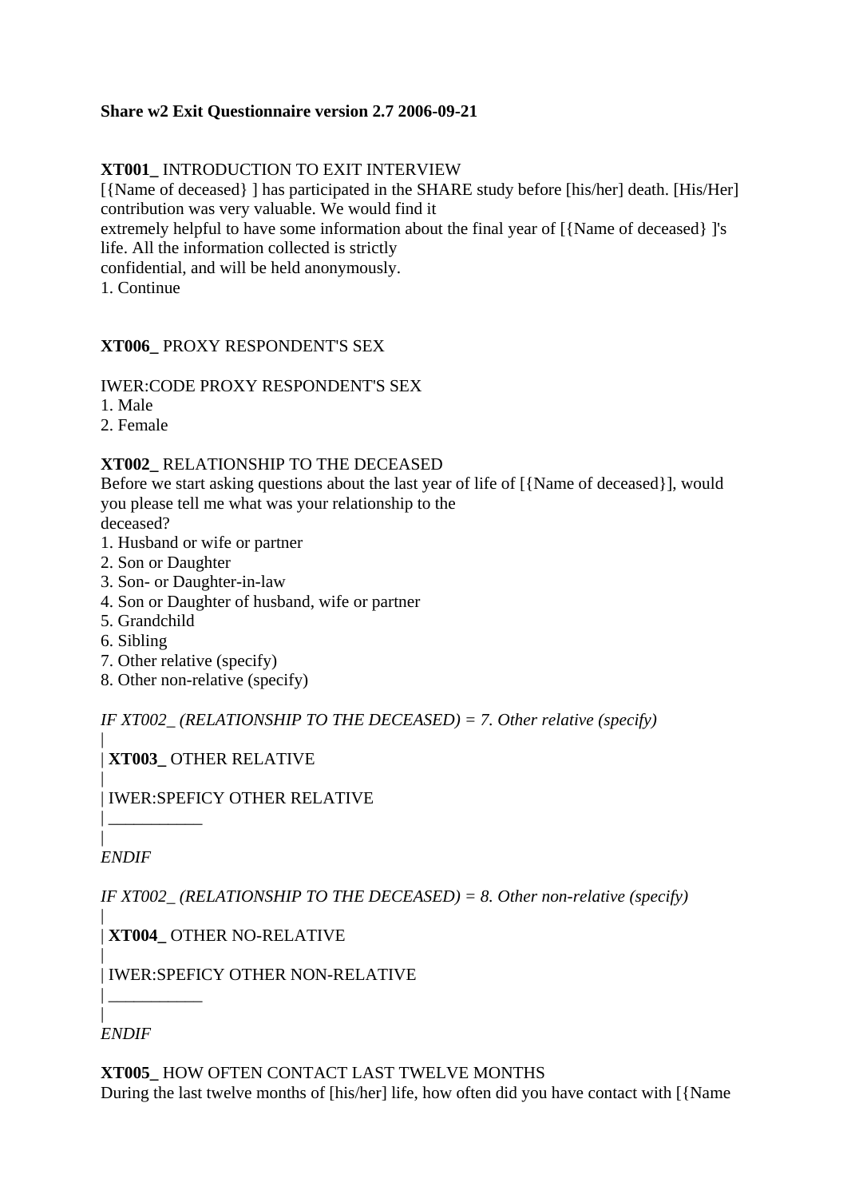**Share w2 Exit Questionnaire version 2.7 2006-09-21**

**XT001_** INTRODUCTION TO EXIT INTERVIEW
[{Name of deceased} ] has participated in the SHARE study before [his/her] death. [His/Her] contribution was very valuable. We would find it
extremely helpful to have some information about the final year of [{Name of deceased} ]'s life. All the information collected is strictly
confidential, and will be held anonymously.
1. Continue

**XT006_** PROXY RESPONDENT'S SEX

IWER:CODE PROXY RESPONDENT'S SEX
1. Male
2. Female

**XT002_** RELATIONSHIP TO THE DECEASED
Before we start asking questions about the last year of life of [{Name of deceased}], would you please tell me what was your relationship to the
deceased?
1. Husband or wife or partner
2. Son or Daughter
3. Son- or Daughter-in-law
4. Son or Daughter of husband, wife or partner
5. Grandchild
6. Sibling
7. Other relative (specify)
8. Other non-relative (specify)

*IF XT002_ (RELATIONSHIP TO THE DECEASED) = 7. Other relative (specify)*
|
| **XT003_** OTHER RELATIVE
|
| IWER:SPEFICY OTHER RELATIVE
| ___________
|
*ENDIF*

*IF XT002_ (RELATIONSHIP TO THE DECEASED) = 8. Other non-relative (specify)*
|
| **XT004_** OTHER NO-RELATIVE
|
| IWER:SPEFICY OTHER NON-RELATIVE
| ___________
|
*ENDIF*

**XT005_** HOW OFTEN CONTACT LAST TWELVE MONTHS
During the last twelve months of [his/her] life, how often did you have contact with [{Name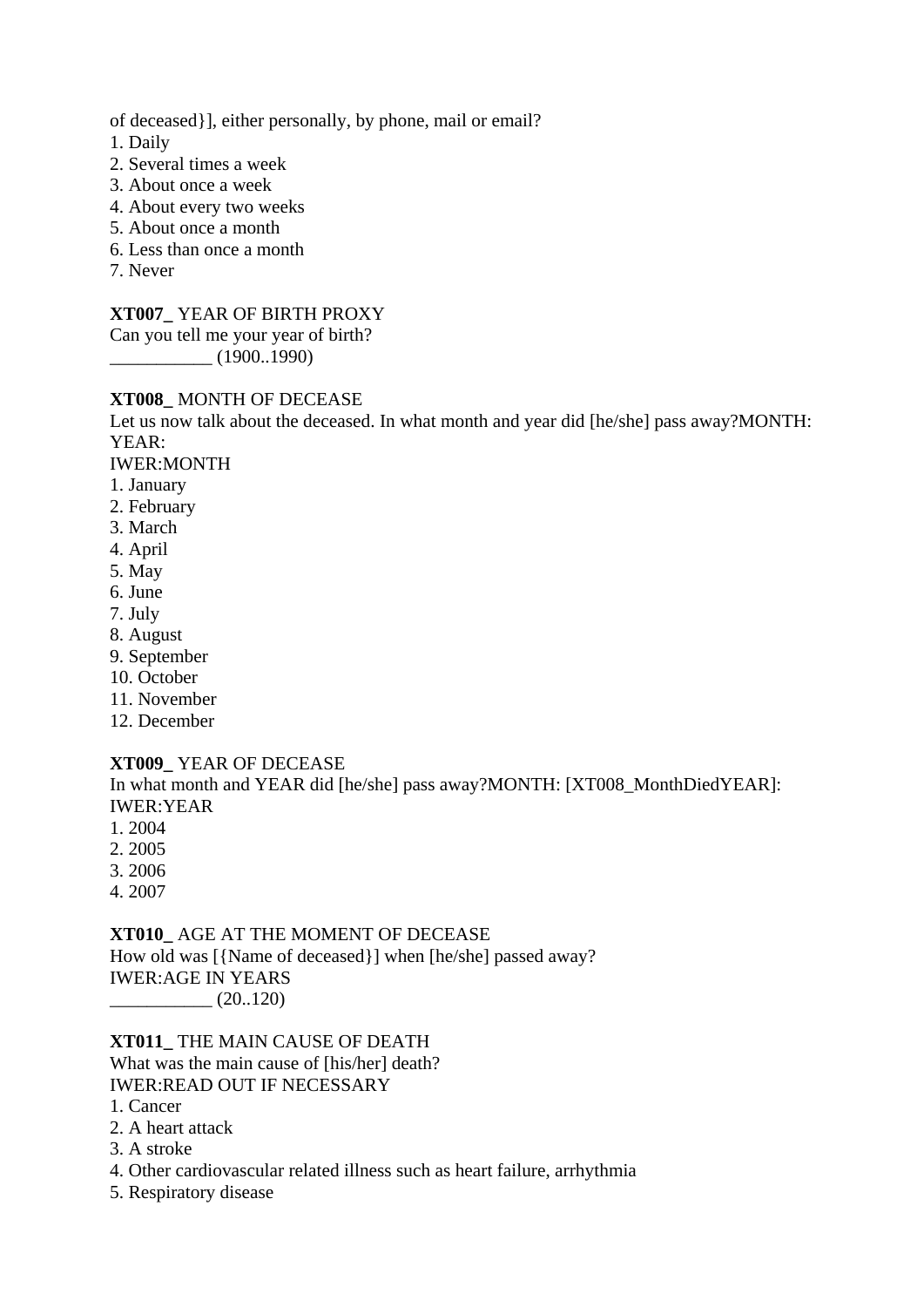of deceased}], either personally, by phone, mail or email?
1. Daily
2. Several times a week
3. About once a week
4. About every two weeks
5. About once a month
6. Less than once a month
7. Never

**XT007_** YEAR OF BIRTH PROXY
Can you tell me your year of birth?
___________ (1900..1990)

**XT008_** MONTH OF DECEASE
Let us now talk about the deceased. In what month and year did [he/she] pass away?MONTH: YEAR:
IWER:MONTH
1. January
2. February
3. March
4. April
5. May
6. June
7. July
8. August
9. September
10. October
11. November
12. December

**XT009_** YEAR OF DECEASE
In what month and YEAR did [he/she] pass away?MONTH: [XT008_MonthDiedYEAR]:
IWER:YEAR
1. 2004
2. 2005
3. 2006
4. 2007

**XT010_** AGE AT THE MOMENT OF DECEASE
How old was [{Name of deceased}] when [he/she] passed away?
IWER:AGE IN YEARS
___________ (20..120)

**XT011_** THE MAIN CAUSE OF DEATH
What was the main cause of [his/her] death?
IWER:READ OUT IF NECESSARY
1. Cancer
2. A heart attack
3. A stroke
4. Other cardiovascular related illness such as heart failure, arrhythmia
5. Respiratory disease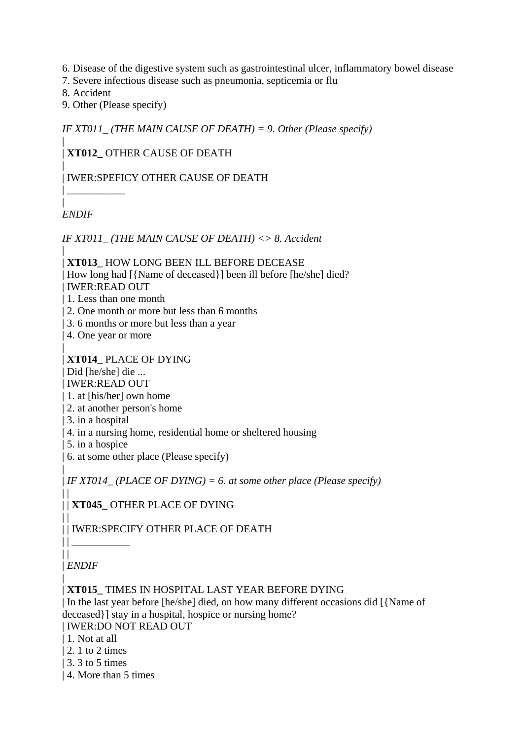6. Disease of the digestive system such as gastrointestinal ulcer, inflammatory bowel disease
7. Severe infectious disease such as pneumonia, septicemia or flu
8. Accident
9. Other (Please specify)

*IF XT011_ (THE MAIN CAUSE OF DEATH) = 9. Other (Please specify)*
|
| **XT012_** OTHER CAUSE OF DEATH
|
| IWER:SPEFICY OTHER CAUSE OF DEATH
| ___________
|
*ENDIF*

*IF XT011_ (THE MAIN CAUSE OF DEATH) <> 8. Accident*
|
| **XT013_** HOW LONG BEEN ILL BEFORE DECEASE
| How long had [{Name of deceased}] been ill before [he/she] died?
| IWER:READ OUT
| 1. Less than one month
| 2. One month or more but less than 6 months
| 3. 6 months or more but less than a year
| 4. One year or more
|
| **XT014_** PLACE OF DYING
| Did [he/she] die ...
| IWER:READ OUT
| 1. at [his/her] own home
| 2. at another person's home
| 3. in a hospital
| 4. in a nursing home, residential home or sheltered housing
| 5. in a hospice
| 6. at some other place (Please specify)
|
| *IF XT014_ (PLACE OF DYING) = 6. at some other place (Please specify)*
| |
| | **XT045_** OTHER PLACE OF DYING
| |
| | IWER:SPECIFY OTHER PLACE OF DEATH
| | ___________
| |
| *ENDIF*
|
| **XT015_** TIMES IN HOSPITAL LAST YEAR BEFORE DYING
| In the last year before [he/she] died, on how many different occasions did [{Name of deceased}] stay in a hospital, hospice or nursing home?
| IWER:DO NOT READ OUT
| 1. Not at all
| 2. 1 to 2 times
| 3. 3 to 5 times
| 4. More than 5 times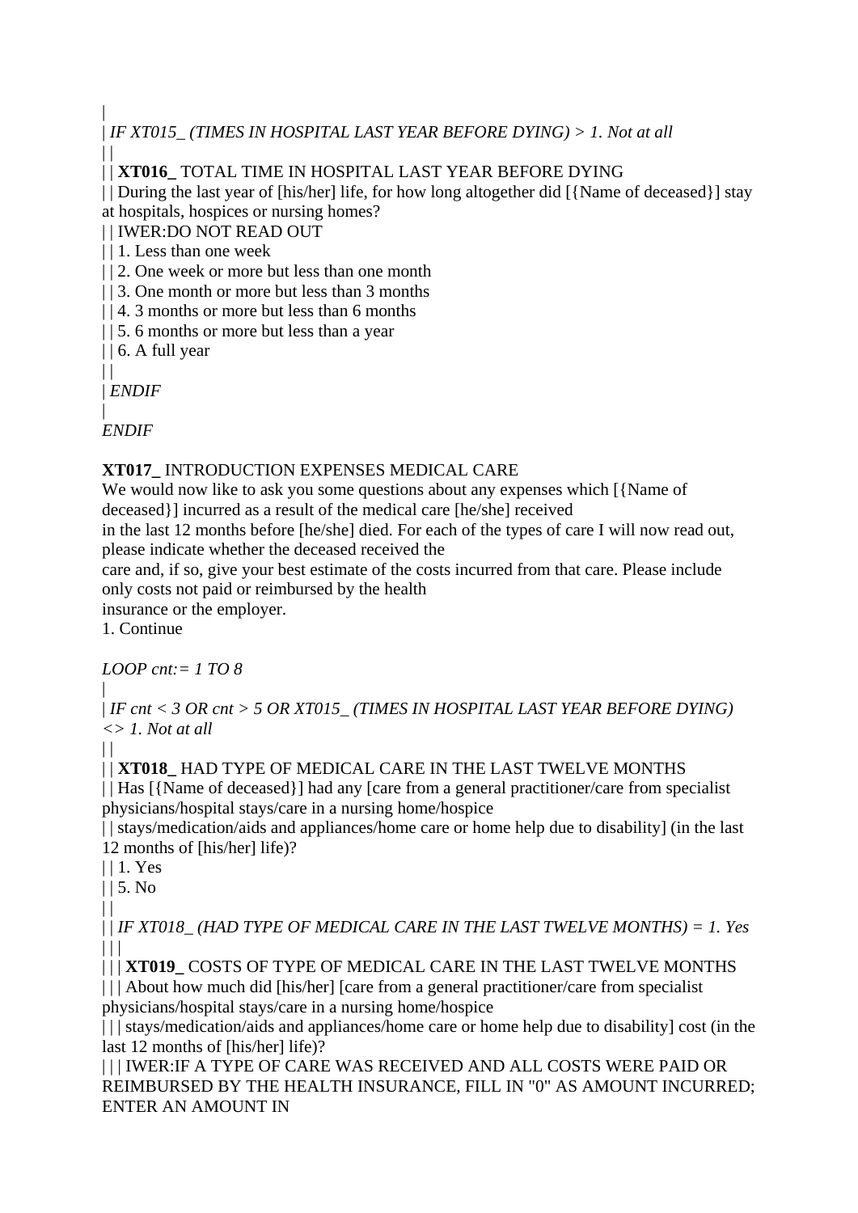|
| *IF XT015_ (TIMES IN HOSPITAL LAST YEAR BEFORE DYING) > 1. Not at all*
| |
| | **XT016_** TOTAL TIME IN HOSPITAL LAST YEAR BEFORE DYING
| | During the last year of [his/her] life, for how long altogether did [{Name of deceased}] stay at hospitals, hospices or nursing homes?
| | IWER:DO NOT READ OUT
| | 1. Less than one week
| | 2. One week or more but less than one month
| | 3. One month or more but less than 3 months
| | 4. 3 months or more but less than 6 months
| | 5. 6 months or more but less than a year
| | 6. A full year
| |
| *ENDIF*
|
*ENDIF*

**XT017_** INTRODUCTION EXPENSES MEDICAL CARE
We would now like to ask you some questions about any expenses which [{Name of deceased}] incurred as a result of the medical care [he/she] received
in the last 12 months before [he/she] died. For each of the types of care I will now read out, please indicate whether the deceased received the
care and, if so, give your best estimate of the costs incurred from that care. Please include only costs not paid or reimbursed by the health
insurance or the employer.
1. Continue

*LOOP cnt:= 1 TO 8*
|
| *IF cnt < 3 OR cnt > 5 OR XT015_ (TIMES IN HOSPITAL LAST YEAR BEFORE DYING) <> 1. Not at all*
| |
| | **XT018_** HAD TYPE OF MEDICAL CARE IN THE LAST TWELVE MONTHS
| | Has [{Name of deceased}] had any [care from a general practitioner/care from specialist physicians/hospital stays/care in a nursing home/hospice
| | stays/medication/aids and appliances/home care or home help due to disability] (in the last 12 months of [his/her] life)?
| | 1. Yes
| | 5. No
| |
| | *IF XT018_ (HAD TYPE OF MEDICAL CARE IN THE LAST TWELVE MONTHS) = 1. Yes*
| | |
| | | **XT019_** COSTS OF TYPE OF MEDICAL CARE IN THE LAST TWELVE MONTHS
| | | About how much did [his/her] [care from a general practitioner/care from specialist physicians/hospital stays/care in a nursing home/hospice
| | | stays/medication/aids and appliances/home care or home help due to disability] cost (in the last 12 months of [his/her] life)?
| | | IWER:IF A TYPE OF CARE WAS RECEIVED AND ALL COSTS WERE PAID OR REIMBURSED BY THE HEALTH INSURANCE, FILL IN "0" AS AMOUNT INCURRED; ENTER AN AMOUNT IN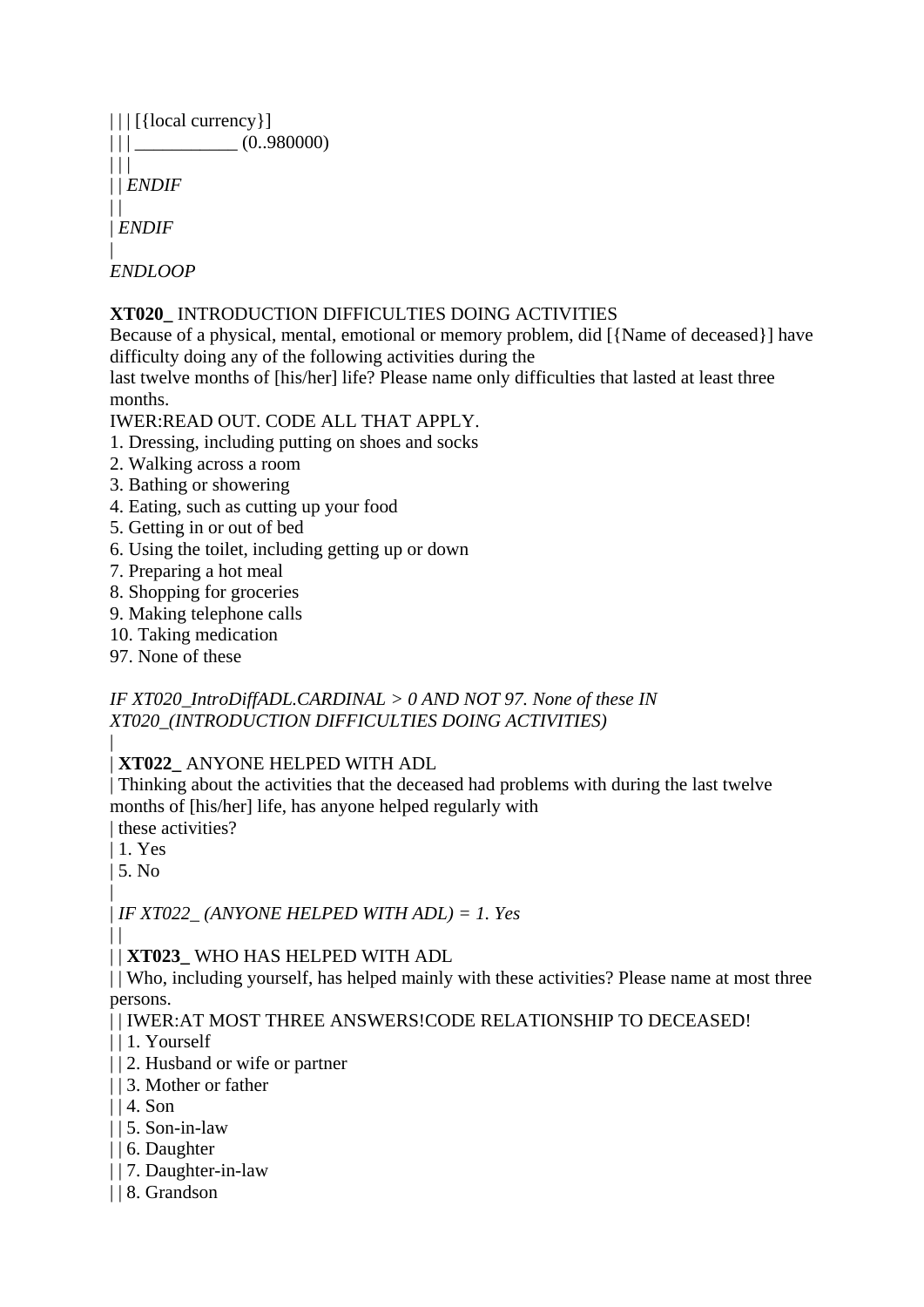| | | [{local currency}]
| | | ___________ (0..980000)
| | |
| | *ENDIF*
| |
| *ENDIF*
|
*ENDLOOP*

**XT020_** INTRODUCTION DIFFICULTIES DOING ACTIVITIES
Because of a physical, mental, emotional or memory problem, did [{Name of deceased}] have difficulty doing any of the following activities during the
last twelve months of [his/her] life? Please name only difficulties that lasted at least three months.
IWER:READ OUT. CODE ALL THAT APPLY.
1. Dressing, including putting on shoes and socks
2. Walking across a room
3. Bathing or showering
4. Eating, such as cutting up your food
5. Getting in or out of bed
6. Using the toilet, including getting up or down
7. Preparing a hot meal
8. Shopping for groceries
9. Making telephone calls
10. Taking medication
97. None of these

*IF XT020_IntroDiffADL.CARDINAL > 0 AND NOT 97. None of these IN XT020_(INTRODUCTION DIFFICULTIES DOING ACTIVITIES)*
|
| **XT022_** ANYONE HELPED WITH ADL
| Thinking about the activities that the deceased had problems with during the last twelve months of [his/her] life, has anyone helped regularly with
| these activities?
| 1. Yes
| 5. No
|
| *IF XT022_ (ANYONE HELPED WITH ADL) = 1. Yes*
| |
| | **XT023_** WHO HAS HELPED WITH ADL
| | Who, including yourself, has helped mainly with these activities? Please name at most three persons.
| | IWER:AT MOST THREE ANSWERS!CODE RELATIONSHIP TO DECEASED!
| | 1. Yourself
| | 2. Husband or wife or partner
| | 3. Mother or father
| | 4. Son
| | 5. Son-in-law
| | 6. Daughter
| | 7. Daughter-in-law
| | 8. Grandson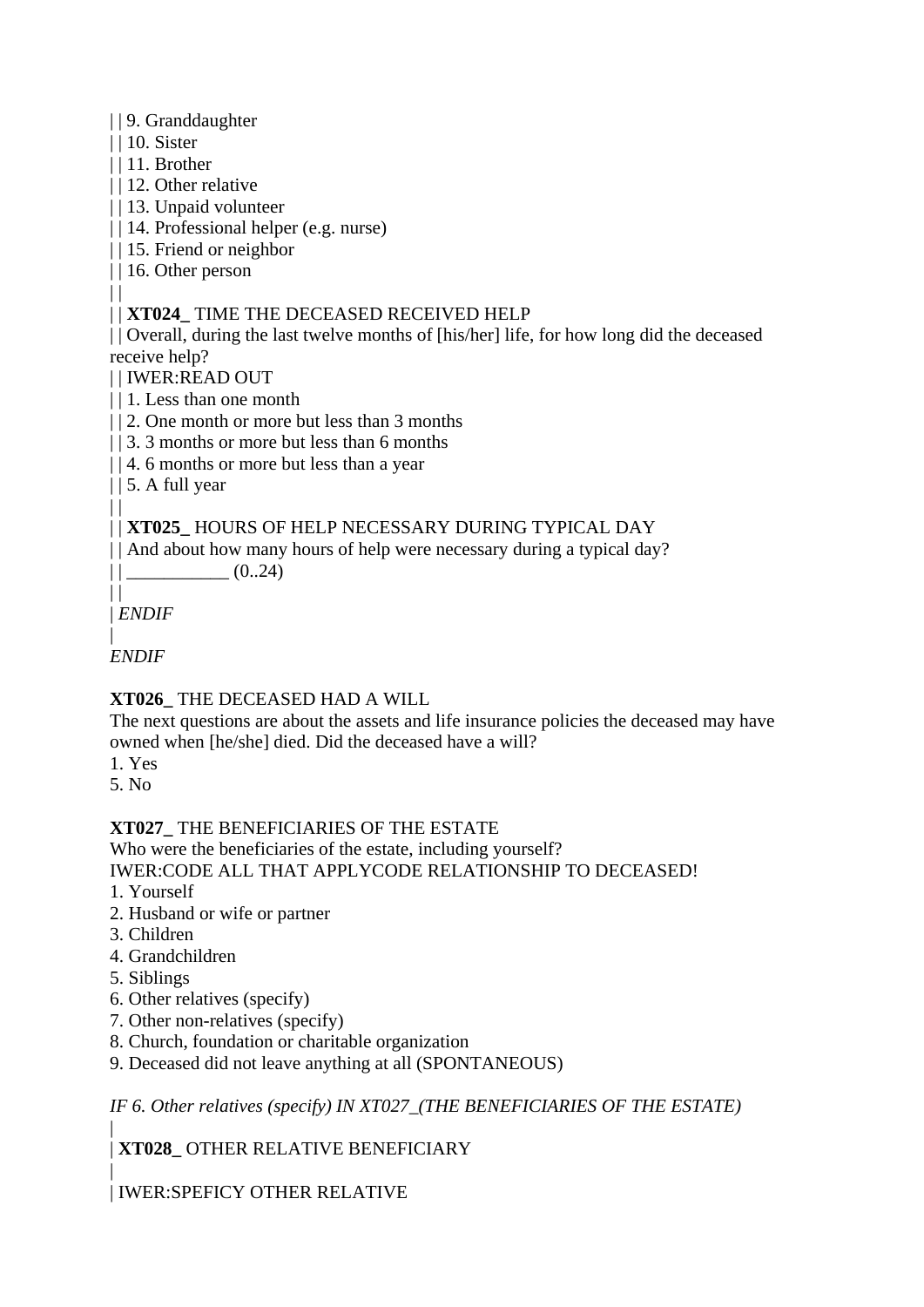| | 9. Granddaughter
| | 10. Sister
| | 11. Brother
| | 12. Other relative
| | 13. Unpaid volunteer
| | 14. Professional helper (e.g. nurse)
| | 15. Friend or neighbor
| | 16. Other person
| |
| | **XT024_** TIME THE DECEASED RECEIVED HELP
| | Overall, during the last twelve months of [his/her] life, for how long did the deceased receive help?
| | IWER:READ OUT
| | 1. Less than one month
| | 2. One month or more but less than 3 months
| | 3. 3 months or more but less than 6 months
| | 4. 6 months or more but less than a year
| | 5. A full year
| |
| | **XT025_** HOURS OF HELP NECESSARY DURING TYPICAL DAY
| | And about how many hours of help were necessary during a typical day?
| | ___________ (0..24)
| |
| *ENDIF*
|
*ENDIF*

**XT026_** THE DECEASED HAD A WILL
The next questions are about the assets and life insurance policies the deceased may have owned when [he/she] died. Did the deceased have a will?
1. Yes
5. No

**XT027_** THE BENEFICIARIES OF THE ESTATE
Who were the beneficiaries of the estate, including yourself?
IWER:CODE ALL THAT APPLYCODE RELATIONSHIP TO DECEASED!
1. Yourself
2. Husband or wife or partner
3. Children
4. Grandchildren
5. Siblings
6. Other relatives (specify)
7. Other non-relatives (specify)
8. Church, foundation or charitable organization
9. Deceased did not leave anything at all (SPONTANEOUS)

*IF 6. Other relatives (specify) IN XT027_(THE BENEFICIARIES OF THE ESTATE)*
|
| **XT028_** OTHER RELATIVE BENEFICIARY
|
| IWER:SPEFICY OTHER RELATIVE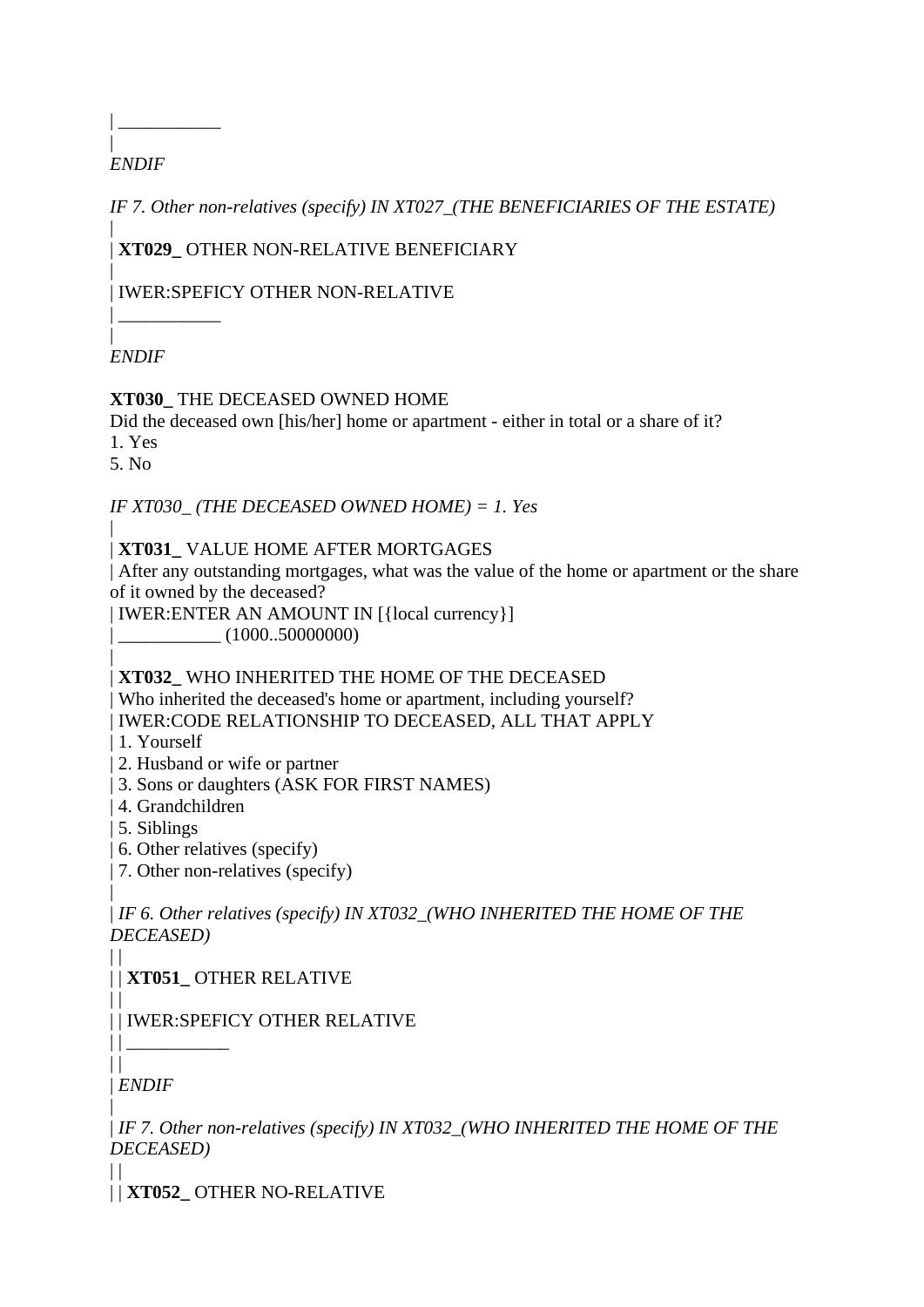| ___________
|
*ENDIF*

*IF 7. Other non-relatives (specify) IN XT027_(THE BENEFICIARIES OF THE ESTATE)*
|
| **XT029_** OTHER NON-RELATIVE BENEFICIARY
|
| IWER:SPEFICY OTHER NON-RELATIVE
| ___________
|
*ENDIF*

**XT030_** THE DECEASED OWNED HOME
Did the deceased own [his/her] home or apartment - either in total or a share of it?
1. Yes
5. No

*IF XT030_ (THE DECEASED OWNED HOME) = 1. Yes*
|
| **XT031_** VALUE HOME AFTER MORTGAGES
| After any outstanding mortgages, what was the value of the home or apartment or the share of it owned by the deceased?
| IWER:ENTER AN AMOUNT IN [{local currency}]
| ___________ (1000..50000000)
|
| **XT032_** WHO INHERITED THE HOME OF THE DECEASED
| Who inherited the deceased's home or apartment, including yourself?
| IWER:CODE RELATIONSHIP TO DECEASED, ALL THAT APPLY
| 1. Yourself
| 2. Husband or wife or partner
| 3. Sons or daughters (ASK FOR FIRST NAMES)
| 4. Grandchildren
| 5. Siblings
| 6. Other relatives (specify)
| 7. Other non-relatives (specify)
|
| *IF 6. Other relatives (specify) IN XT032_(WHO INHERITED THE HOME OF THE DECEASED)*
| |
| | **XT051_** OTHER RELATIVE
| |
| | IWER:SPEFICY OTHER RELATIVE
| | ___________
| |
| *ENDIF*
|
| *IF 7. Other non-relatives (specify) IN XT032_(WHO INHERITED THE HOME OF THE DECEASED)*
| |
| | **XT052_** OTHER NO-RELATIVE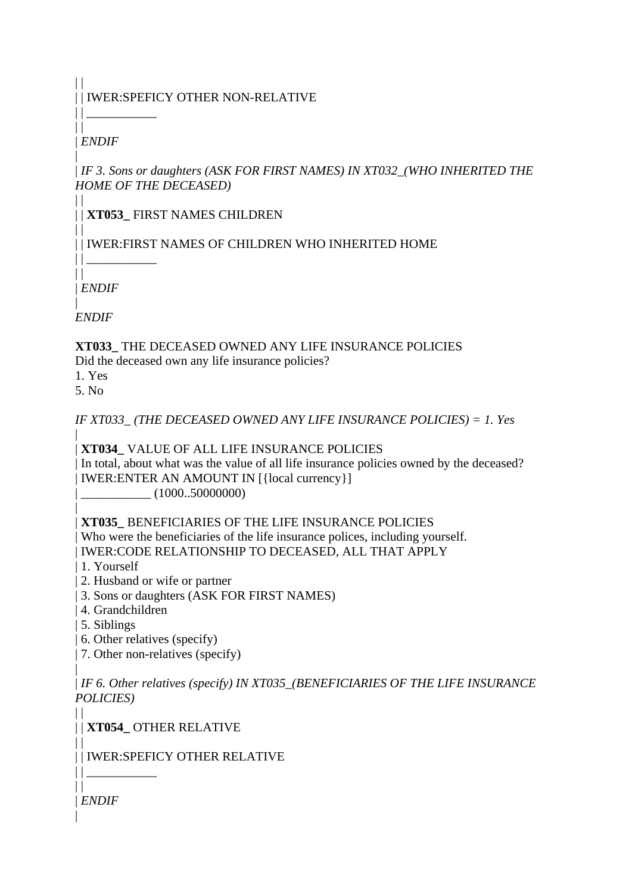| |
| | IWER:SPEFICY OTHER NON-RELATIVE
| | ___________
| |
| *ENDIF*
|
| *IF 3. Sons or daughters (ASK FOR FIRST NAMES) IN XT032_(WHO INHERITED THE HOME OF THE DECEASED)*
| |
| | **XT053_** FIRST NAMES CHILDREN
| |
| | IWER:FIRST NAMES OF CHILDREN WHO INHERITED HOME
| | ___________
| |
| *ENDIF*
|
*ENDIF*

**XT033_** THE DECEASED OWNED ANY LIFE INSURANCE POLICIES
Did the deceased own any life insurance policies?
1. Yes
5. No

*IF XT033_ (THE DECEASED OWNED ANY LIFE INSURANCE POLICIES) = 1. Yes*
|
| **XT034_** VALUE OF ALL LIFE INSURANCE POLICIES
| In total, about what was the value of all life insurance policies owned by the deceased?
| IWER:ENTER AN AMOUNT IN [{local currency}]
| ___________ (1000..50000000)
|
| **XT035_** BENEFICIARIES OF THE LIFE INSURANCE POLICIES
| Who were the beneficiaries of the life insurance polices, including yourself.
| IWER:CODE RELATIONSHIP TO DECEASED, ALL THAT APPLY
| 1. Yourself
| 2. Husband or wife or partner
| 3. Sons or daughters (ASK FOR FIRST NAMES)
| 4. Grandchildren
| 5. Siblings
| 6. Other relatives (specify)
| 7. Other non-relatives (specify)
|
| *IF 6. Other relatives (specify) IN XT035_(BENEFICIARIES OF THE LIFE INSURANCE POLICIES)*
| |
| | **XT054_** OTHER RELATIVE
| |
| | IWER:SPEFICY OTHER RELATIVE
| | ___________
| |
| *ENDIF*
|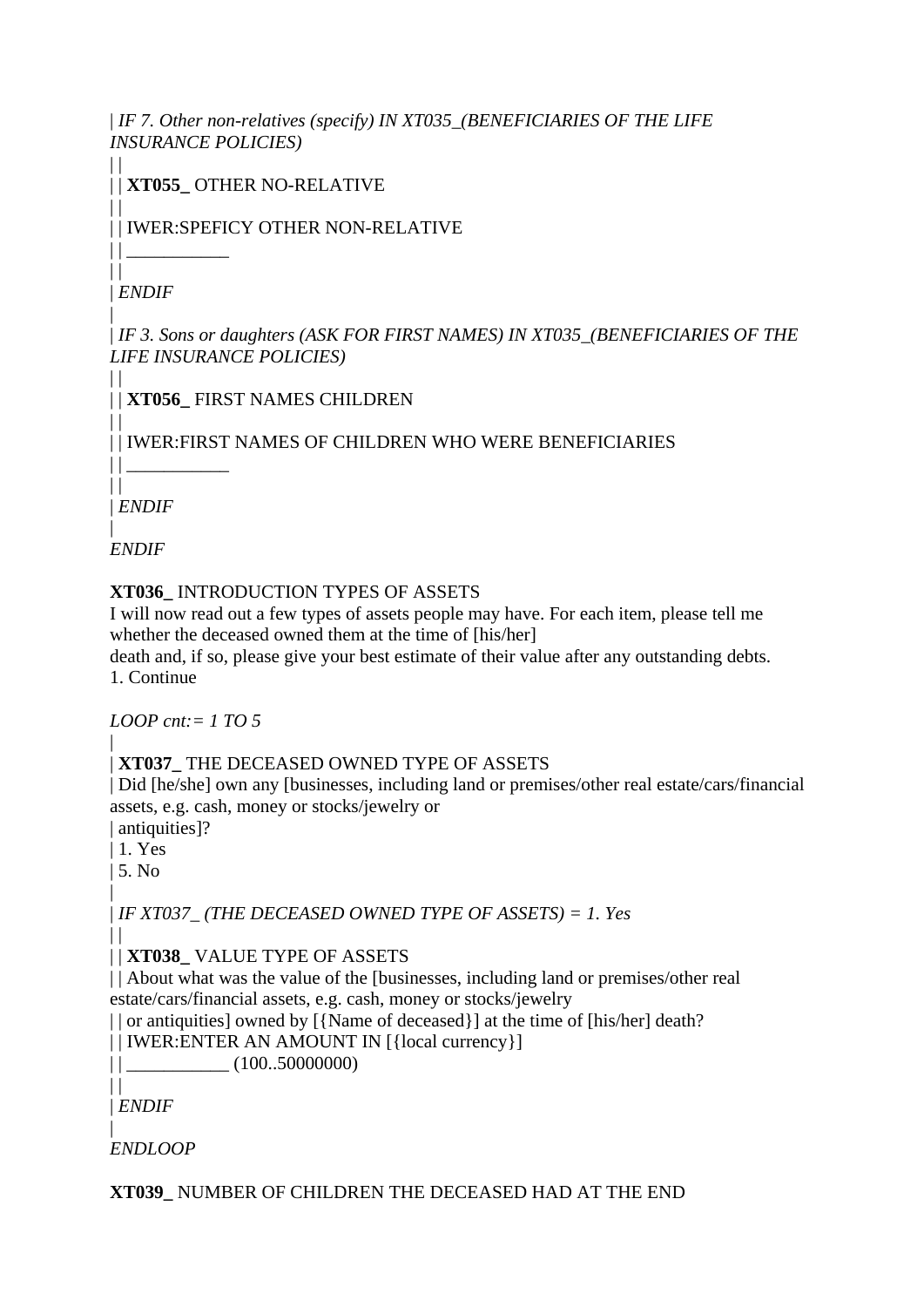| *IF 7. Other non-relatives (specify) IN XT035_(BENEFICIARIES OF THE LIFE INSURANCE POLICIES)*

| |

| | **XT055_** OTHER NO-RELATIVE

| |

| | IWER:SPEFICY OTHER NON-RELATIVE

| | ___________

| |

| *ENDIF*

|

| *IF 3. Sons or daughters (ASK FOR FIRST NAMES) IN XT035_(BENEFICIARIES OF THE LIFE INSURANCE POLICIES)*

| |

| | **XT056_** FIRST NAMES CHILDREN

| |

| | IWER:FIRST NAMES OF CHILDREN WHO WERE BENEFICIARIES

| | ___________

| |

| *ENDIF*

|

*ENDIF*

**XT036_** INTRODUCTION TYPES OF ASSETS
I will now read out a few types of assets people may have. For each item, please tell me whether the deceased owned them at the time of [his/her]
death and, if so, please give your best estimate of their value after any outstanding debts.
1. Continue

*LOOP cnt:= 1 TO 5*

|

| **XT037_** THE DECEASED OWNED TYPE OF ASSETS

| Did [he/she] own any [businesses, including land or premises/other real estate/cars/financial assets, e.g. cash, money or stocks/jewelry or

| antiquities]?

| 1. Yes

| 5. No

|

| *IF XT037_ (THE DECEASED OWNED TYPE OF ASSETS) = 1. Yes*

| |

| | **XT038_** VALUE TYPE OF ASSETS

| | About what was the value of the [businesses, including land or premises/other real estate/cars/financial assets, e.g. cash, money or stocks/jewelry

| | or antiquities] owned by [{Name of deceased}] at the time of [his/her] death?

| | IWER:ENTER AN AMOUNT IN [{local currency}]

| | ___________ (100..50000000)

| |

| *ENDIF*

|

*ENDLOOP*

**XT039_** NUMBER OF CHILDREN THE DECEASED HAD AT THE END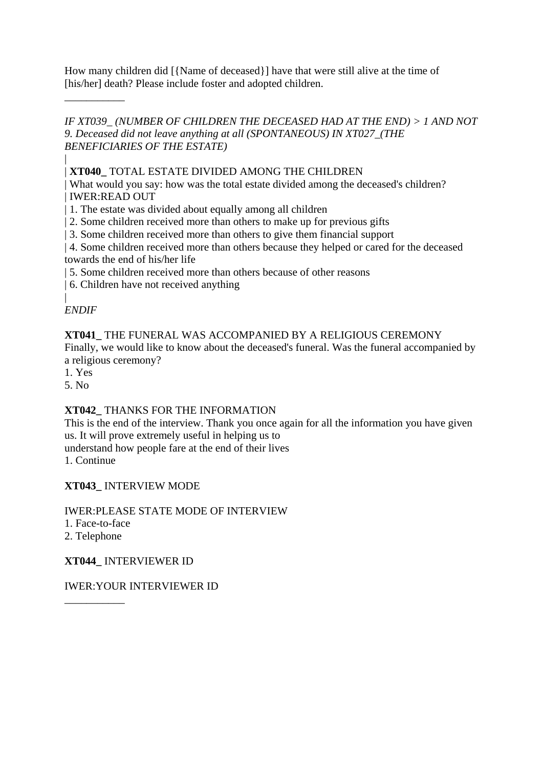How many children did [{Name of deceased}] have that were still alive at the time of [his/her] death? Please include foster and adopted children.

___________

*IF XT039_ (NUMBER OF CHILDREN THE DECEASED HAD AT THE END) > 1 AND NOT 9. Deceased did not leave anything at all (SPONTANEOUS) IN XT027_(THE BENEFICIARIES OF THE ESTATE)*

|
| **XT040_** TOTAL ESTATE DIVIDED AMONG THE CHILDREN
| What would you say: how was the total estate divided among the deceased's children?
| IWER:READ OUT
| 1. The estate was divided about equally among all children
| 2. Some children received more than others to make up for previous gifts
| 3. Some children received more than others to give them financial support
| 4. Some children received more than others because they helped or cared for the deceased towards the end of his/her life
| 5. Some children received more than others because of other reasons
| 6. Children have not received anything
|
*ENDIF*

**XT041_** THE FUNERAL WAS ACCOMPANIED BY A RELIGIOUS CEREMONY
Finally, we would like to know about the deceased's funeral. Was the funeral accompanied by a religious ceremony?
1. Yes
5. No

**XT042_** THANKS FOR THE INFORMATION
This is the end of the interview. Thank you once again for all the information you have given us. It will prove extremely useful in helping us to
understand how people fare at the end of their lives
1. Continue

**XT043_** INTERVIEW MODE

IWER:PLEASE STATE MODE OF INTERVIEW
1. Face-to-face
2. Telephone

**XT044_** INTERVIEWER ID

IWER:YOUR INTERVIEWER ID

___________